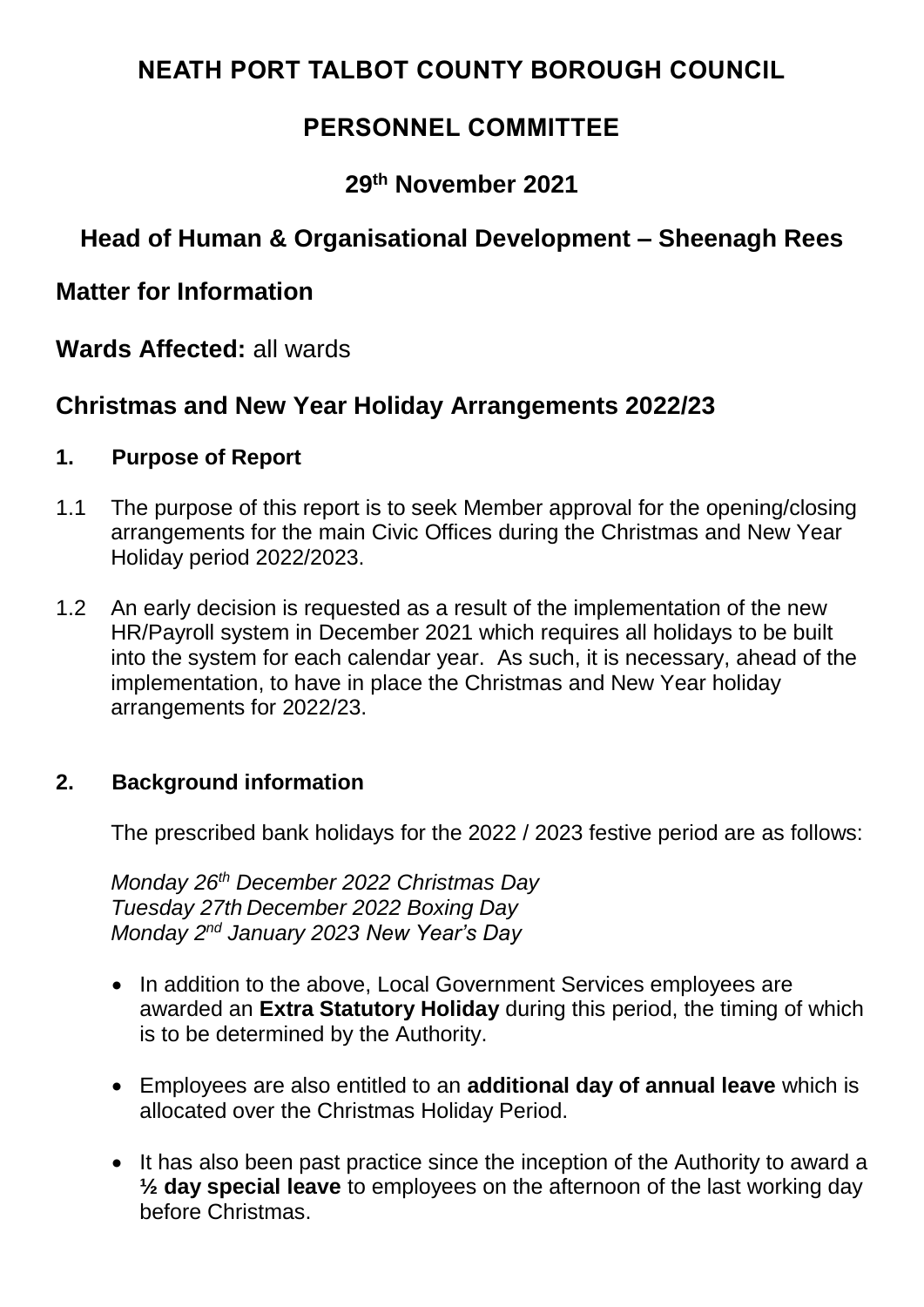# NEATH PORT TALBOT COUNTY BOROUGH COUNCIL

## PERSONNEL COMMITTEE

## 29th November 2021

## Head of Human & Organisational Development – Sheenagh Rees

## Matter for Information

**Wards Affected:** all wards

## Christmas and New Year Holiday Arrangements 2022/23

### 1. Purpose of Report

1.1 The purpose of this report is to seek Member approval for the opening/closing arrangements for the main Civic Offices during the Christmas and New Year Holiday period 2022/2023.

1.2 An early decision is requested as a result of the implementation of the new HR/Payroll system in December 2021 which requires all holidays to be built into the system for each calendar year. As such, it is necessary, ahead of the implementation, to have in place the Christmas and New Year holiday arrangements for 2022/23.

### 2. Background information

The prescribed bank holidays for the 2022 / 2023 festive period are as follows:

*Monday 26th December 2022 Christmas Day*
*Tuesday 27th December 2022 Boxing Day*
*Monday 2nd January 2023 New Year's Day*

- In addition to the above, Local Government Services employees are awarded an **Extra Statutory Holiday** during this period, the timing of which is to be determined by the Authority.
- Employees are also entitled to an **additional day of annual leave** which is allocated over the Christmas Holiday Period.
- It has also been past practice since the inception of the Authority to award a **½ day special leave** to employees on the afternoon of the last working day before Christmas.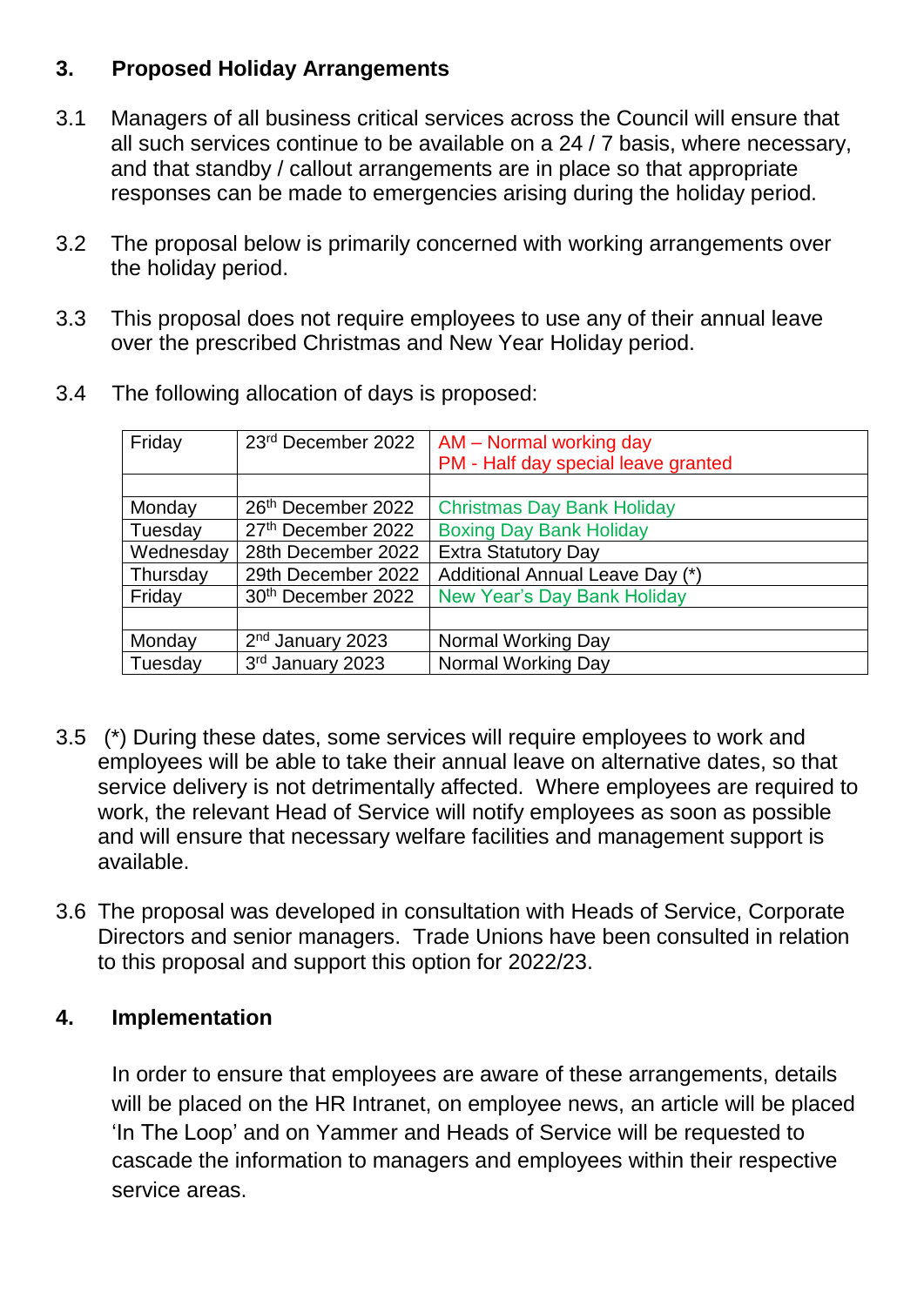## 3. Proposed Holiday Arrangements

3.1 Managers of all business critical services across the Council will ensure that all such services continue to be available on a 24 / 7 basis, where necessary, and that standby / callout arrangements are in place so that appropriate responses can be made to emergencies arising during the holiday period.

3.2 The proposal below is primarily concerned with working arrangements over the holiday period.

3.3 This proposal does not require employees to use any of their annual leave over the prescribed Christmas and New Year Holiday period.

3.4 The following allocation of days is proposed:

| | | |
|---|---|---|
| Friday | 23rd December 2022 | AM – Normal working day<br>PM - Half day special leave granted |
| | | |
| Monday | 26th December 2022 | Christmas Day Bank Holiday |
| Tuesday | 27th December 2022 | Boxing Day Bank Holiday |
| Wednesday | 28th December 2022 | Extra Statutory Day |
| Thursday | 29th December 2022 | Additional Annual Leave Day (*) |
| Friday | 30th December 2022 | New Year's Day Bank Holiday |
| | | |
| Monday | 2nd January 2023 | Normal Working Day |
| Tuesday | 3rd January 2023 | Normal Working Day |

3.5 (*) During these dates, some services will require employees to work and employees will be able to take their annual leave on alternative dates, so that service delivery is not detrimentally affected. Where employees are required to work, the relevant Head of Service will notify employees as soon as possible and will ensure that necessary welfare facilities and management support is available.

3.6 The proposal was developed in consultation with Heads of Service, Corporate Directors and senior managers. Trade Unions have been consulted in relation to this proposal and support this option for 2022/23.

## 4. Implementation

In order to ensure that employees are aware of these arrangements, details will be placed on the HR Intranet, on employee news, an article will be placed 'In The Loop' and on Yammer and Heads of Service will be requested to cascade the information to managers and employees within their respective service areas.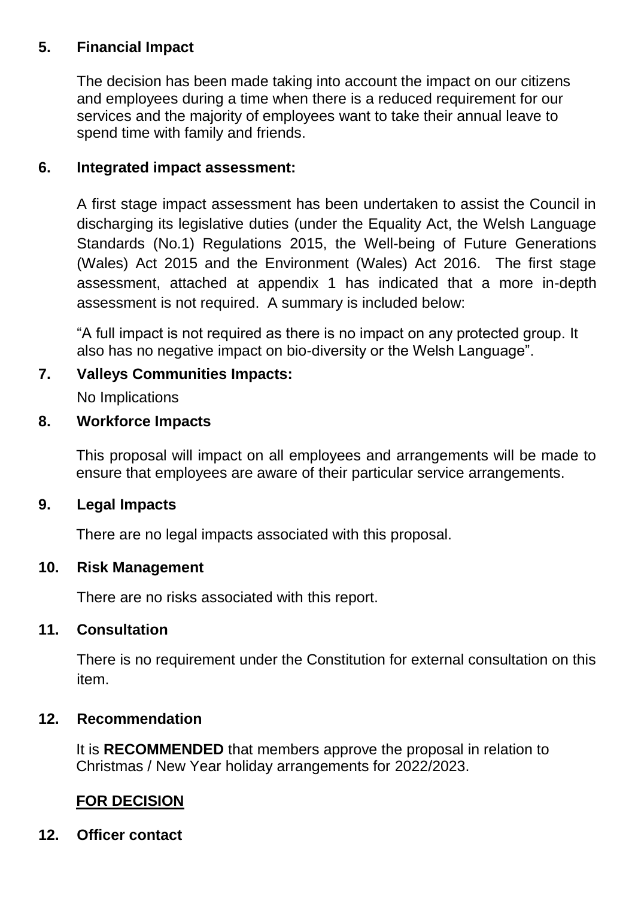## 5. Financial Impact

The decision has been made taking into account the impact on our citizens and employees during a time when there is a reduced requirement for our services and the majority of employees want to take their annual leave to spend time with family and friends.

## 6. Integrated impact assessment:

A first stage impact assessment has been undertaken to assist the Council in discharging its legislative duties (under the Equality Act, the Welsh Language Standards (No.1) Regulations 2015, the Well-being of Future Generations (Wales) Act 2015 and the Environment (Wales) Act 2016. The first stage assessment, attached at appendix 1 has indicated that a more in-depth assessment is not required. A summary is included below:

"A full impact is not required as there is no impact on any protected group. It also has no negative impact on bio-diversity or the Welsh Language".

## 7. Valleys Communities Impacts:

No Implications

## 8. Workforce Impacts

This proposal will impact on all employees and arrangements will be made to ensure that employees are aware of their particular service arrangements.

## 9. Legal Impacts

There are no legal impacts associated with this proposal.

## 10. Risk Management

There are no risks associated with this report.

## 11. Consultation

There is no requirement under the Constitution for external consultation on this item.

## 12. Recommendation

It is **RECOMMENDED** that members approve the proposal in relation to Christmas / New Year holiday arrangements for 2022/2023.

**FOR DECISION**

## 12. Officer contact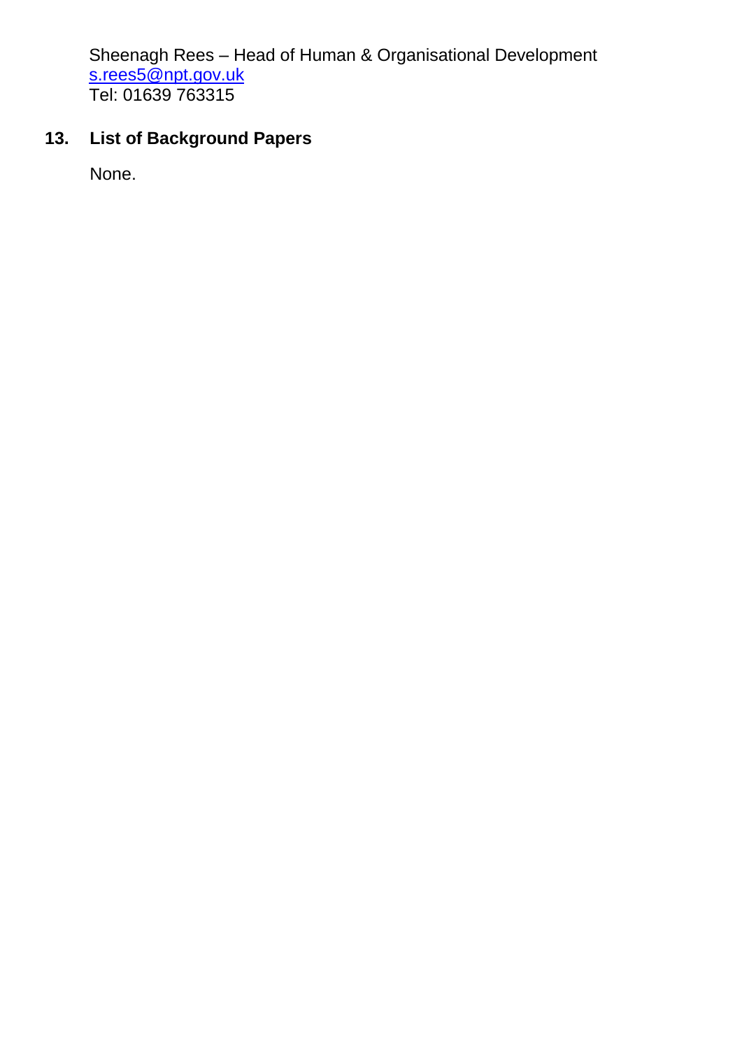Sheenagh Rees – Head of Human & Organisational Development
s.rees5@npt.gov.uk
Tel: 01639 763315

## 13. List of Background Papers

None.